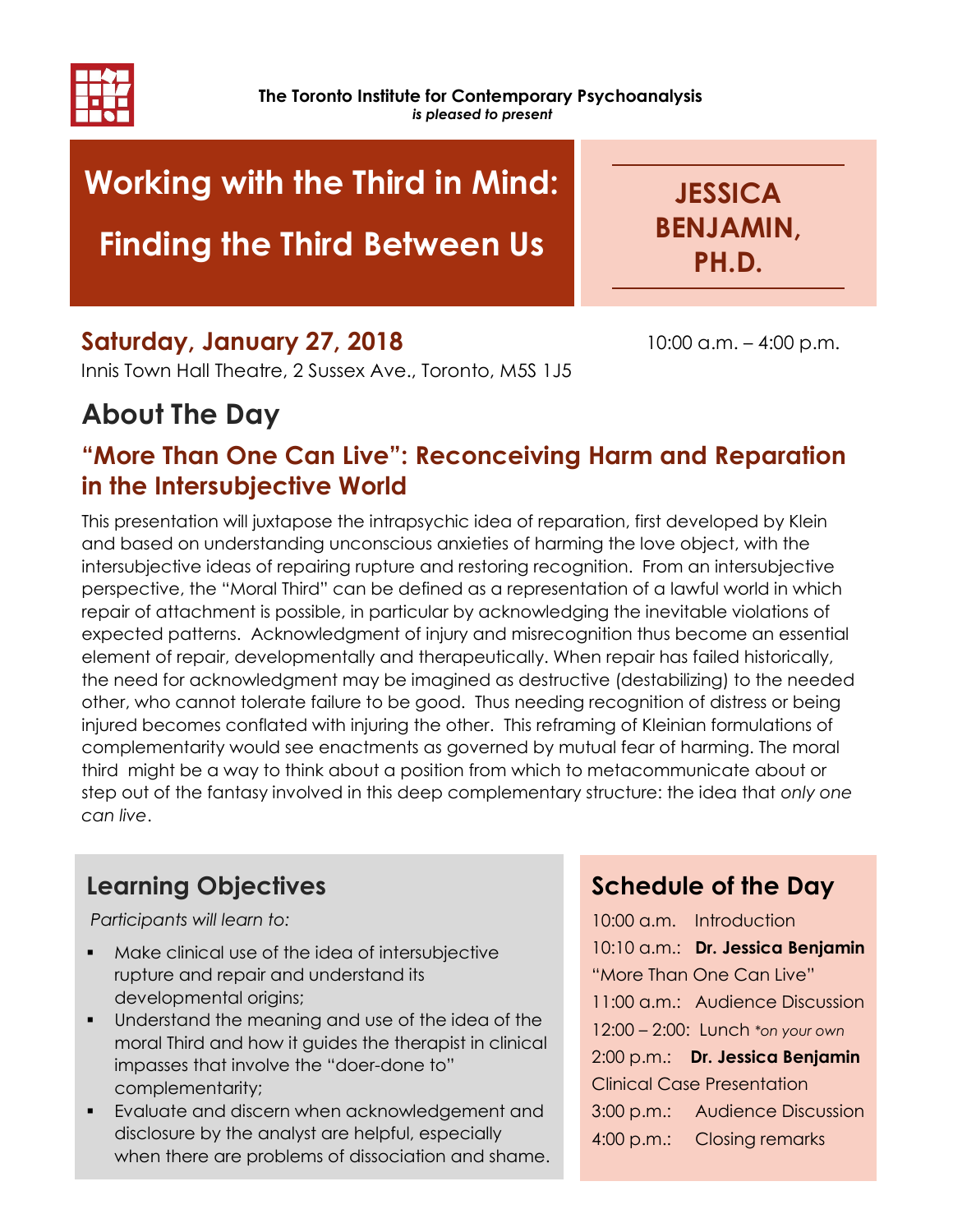**The Toronto Institute for Contemporary Psychoanalysis**
***is pleased to present***

# Working with the Third in Mind: Finding the Third Between Us

## JESSICA BENJAMIN, PH.D.

**Saturday, January 27, 2018** 10:00 a.m. – 4:00 p.m.

Innis Town Hall Theatre, 2 Sussex Ave., Toronto, M5S 1J5

## About The Day

### "More Than One Can Live": Reconceiving Harm and Reparation in the Intersubjective World

This presentation will juxtapose the intrapsychic idea of reparation, first developed by Klein and based on understanding unconscious anxieties of harming the love object, with the intersubjective ideas of repairing rupture and restoring recognition. From an intersubjective perspective, the "Moral Third" can be defined as a representation of a lawful world in which repair of attachment is possible, in particular by acknowledging the inevitable violations of expected patterns. Acknowledgment of injury and misrecognition thus become an essential element of repair, developmentally and therapeutically. When repair has failed historically, the need for acknowledgment may be imagined as destructive (destabilizing) to the needed other, who cannot tolerate failure to be good. Thus needing recognition of distress or being injured becomes conflated with injuring the other. This reframing of Kleinian formulations of complementarity would see enactments as governed by mutual fear of harming. The moral third might be a way to think about a position from which to metacommunicate about or step out of the fantasy involved in this deep complementary structure: the idea that *only one can live*.

## Learning Objectives

*Participants will learn to:*

- Make clinical use of the idea of intersubjective rupture and repair and understand its developmental origins;
- Understand the meaning and use of the idea of the moral Third and how it guides the therapist in clinical impasses that involve the "doer-done to" complementarity;
- Evaluate and discern when acknowledgement and disclosure by the analyst are helpful, especially when there are problems of dissociation and shame.

## Schedule of the Day

10:00 a.m. Introduction
10:10 a.m.: **Dr. Jessica Benjamin** "More Than One Can Live"
11:00 a.m.: Audience Discussion
12:00 – 2:00: Lunch *\*on your own*
2:00 p.m.: **Dr. Jessica Benjamin** Clinical Case Presentation
3:00 p.m.: Audience Discussion
4:00 p.m.: Closing remarks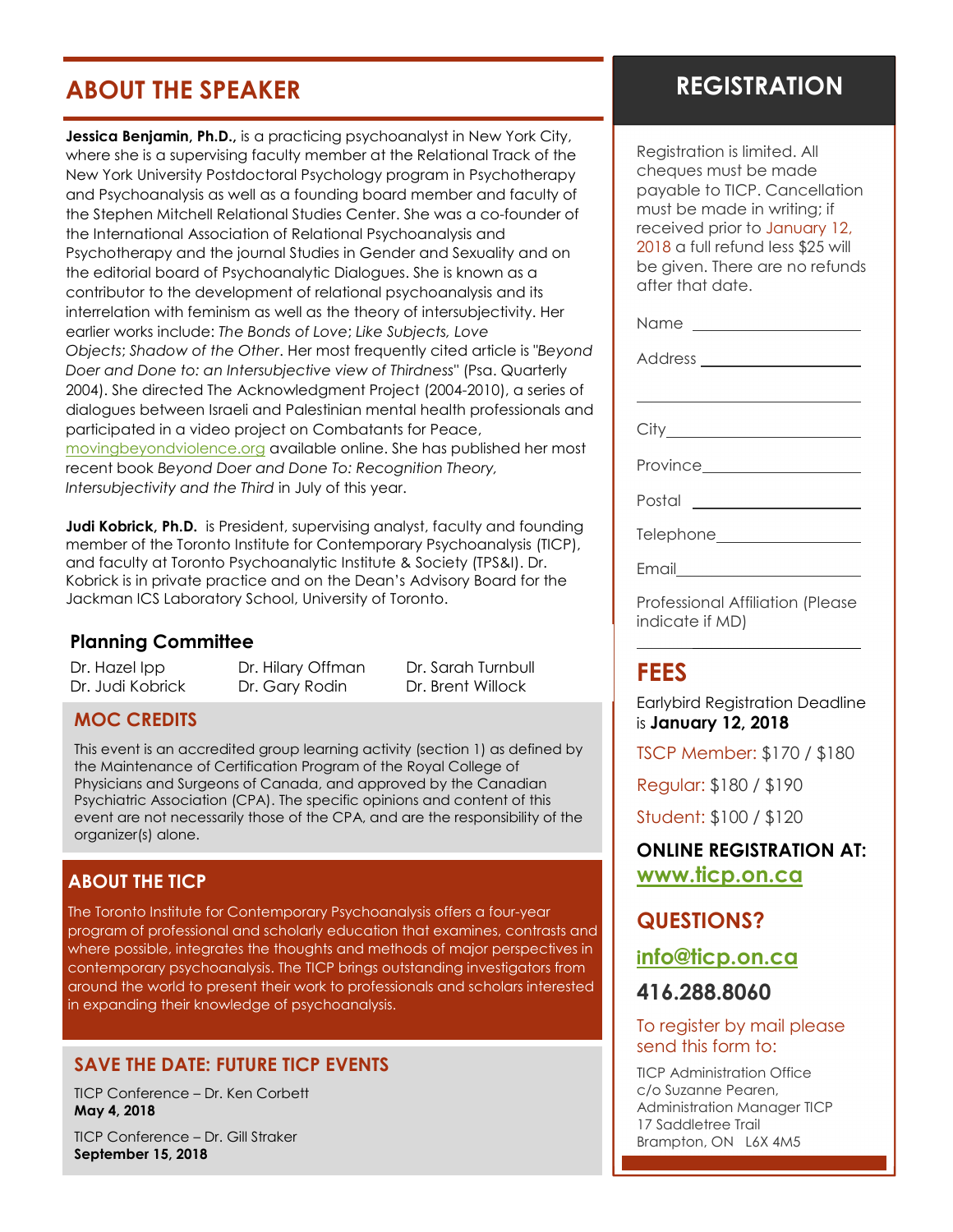## ABOUT THE SPEAKER

**Jessica Benjamin, Ph.D.,** is a practicing psychoanalyst in New York City, where she is a supervising faculty member at the Relational Track of the New York University Postdoctoral Psychology program in Psychotherapy and Psychoanalysis as well as a founding board member and faculty of the Stephen Mitchell Relational Studies Center. She was a co-founder of the International Association of Relational Psychoanalysis and Psychotherapy and the journal Studies in Gender and Sexuality and on the editorial board of Psychoanalytic Dialogues. She is known as a contributor to the development of relational psychoanalysis and its interrelation with feminism as well as the theory of intersubjectivity. Her earlier works include: *The Bonds of Love*; *Like Subjects, Love Objects*; *Shadow of the Other*. Her most frequently cited article is "*Beyond Doer and Done to: an Intersubjective view of Thirdness*" (Psa. Quarterly 2004). She directed The Acknowledgment Project (2004-2010), a series of dialogues between Israeli and Palestinian mental health professionals and participated in a video project on Combatants for Peace, movingbeyondviolence.org available online. She has published her most recent book *Beyond Doer and Done To: Recognition Theory, Intersubjectivity and the Third* in July of this year.

**Judi Kobrick, Ph.D.** is President, supervising analyst, faculty and founding member of the Toronto Institute for Contemporary Psychoanalysis (TICP), and faculty at Toronto Psychoanalytic Institute & Society (TPS&I). Dr. Kobrick is in private practice and on the Dean's Advisory Board for the Jackman ICS Laboratory School, University of Toronto.

### Planning Committee

| | | |
|---|---|---|
| Dr. Hazel Ipp | Dr. Hilary Offman | Dr. Sarah Turnbull |
| Dr. Judi Kobrick | Dr. Gary Rodin | Dr. Brent Willock |

### MOC CREDITS

This event is an accredited group learning activity (section 1) as defined by the Maintenance of Certification Program of the Royal College of Physicians and Surgeons of Canada, and approved by the Canadian Psychiatric Association (CPA). The specific opinions and content of this event are not necessarily those of the CPA, and are the responsibility of the organizer(s) alone.

### ABOUT THE TICP

The Toronto Institute for Contemporary Psychoanalysis offers a four-year program of professional and scholarly education that examines, contrasts and where possible, integrates the thoughts and methods of major perspectives in contemporary psychoanalysis. The TICP brings outstanding investigators from around the world to present their work to professionals and scholars interested in expanding their knowledge of psychoanalysis.

### SAVE THE DATE: FUTURE TICP EVENTS

TICP Conference – Dr. Ken Corbett
**May 4, 2018**

TICP Conference – Dr. Gill Straker
**September 15, 2018**

## REGISTRATION

Registration is limited. All cheques must be made payable to TICP. Cancellation must be made in writing; if received prior to January 12, 2018 a full refund less $25 will be given. There are no refunds after that date.

Name ____________________

Address ____________________

____________________

City ____________________

Province ____________________

Postal ____________________

Telephone ____________________

Email ____________________

Professional Affiliation (Please indicate if MD)

____________________

## FEES

Earlybird Registration Deadline is **January 12, 2018**

TSCP Member: $170 / $180

Regular: $180 / $190

Student: $100 / $120

**ONLINE REGISTRATION AT:**
**www.ticp.on.ca**

## QUESTIONS?

**info@ticp.on.ca**

**416.288.8060**

To register by mail please send this form to:

TICP Administration Office
c/o Suzanne Pearen,
Administration Manager TICP
17 Saddletree Trail
Brampton, ON L6X 4M5